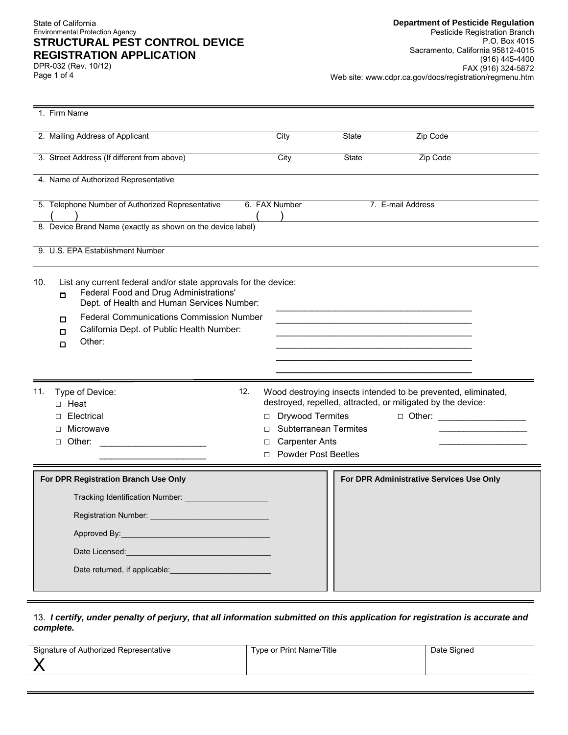State of California
Environmental Protection Agency

# STRUCTURAL PEST CONTROL DEVICE REGISTRATION APPLICATION

DPR-032 (Rev. 10/12)

**Department of Pesticide Regulation**
Pesticide Registration Branch
P.O. Box 4015
Sacramento, California 95812-4015
(916) 445-4400
FAX (916) 324-5872
Web site: www.cdpr.ca.gov/docs/registration/regmenu.htm

---

1. Firm Name

2. Mailing Address of Applicant | City | State | Zip Code

3. Street Address (If different from above) | City | State | Zip Code

4. Name of Authorized Representative

5. Telephone Number of Authorized Representative ( ) | 6. FAX Number ( ) | 7. E-mail Address

8. Device Brand Name (exactly as shown on the device label)

9. U.S. EPA Establishment Number

10. List any current federal and/or state approvals for the device:
    - ☐ Federal Food and Drug Administrations' Dept. of Health and Human Services Number: ______________________
    - ☐ Federal Communications Commission Number ______________________
    - ☐ California Dept. of Public Health Number: ______________________
    - ☐ Other: ______________________

11. Type of Device:
    - ☐ Heat
    - ☐ Electrical
    - ☐ Microwave
    - ☐ Other: ______________________

12. Wood destroying insects intended to be prevented, eliminated, destroyed, repelled, attracted, or mitigated by the device:
    - ☐ Drywood Termites
    - ☐ Subterranean Termites
    - ☐ Carpenter Ants
    - ☐ Powder Post Beetles
    - ☐ Other: ______________________

| For DPR Registration Branch Use Only | For DPR Administrative Services Use Only |
|---|---|
| Tracking Identification Number: ___________<br>Registration Number: ___________<br>Approved By: ___________<br>Date Licensed: ___________<br>Date returned, if applicable: ___________ | |

13. ***I certify, under penalty of perjury, that all information submitted on this application for registration is accurate and complete.***

| Signature of Authorized Representative | Type or Print Name/Title | Date Signed |
|---|---|---|
| X | | |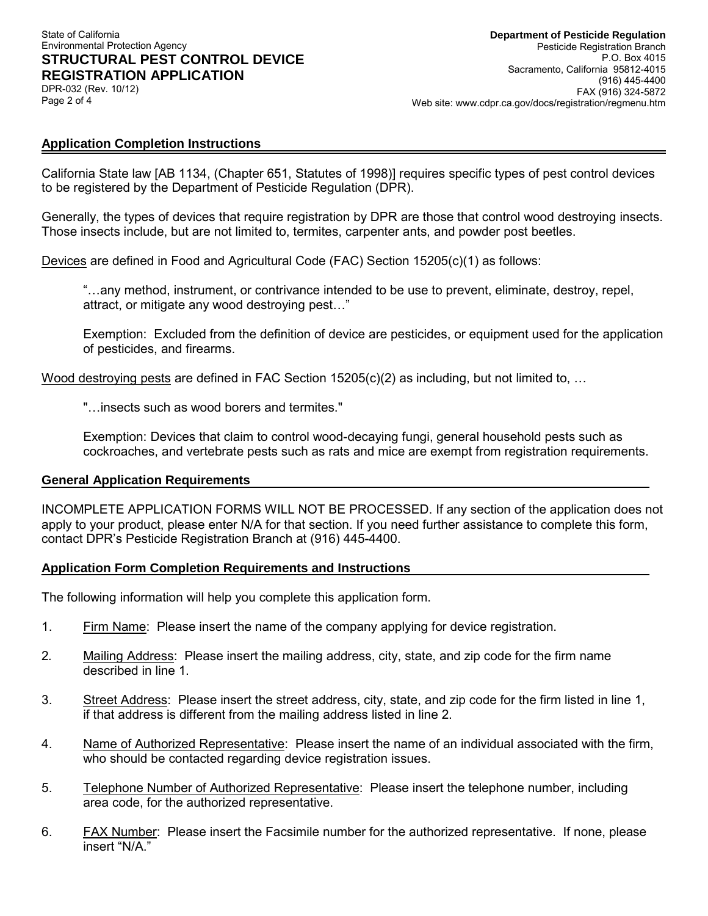State of California
Environmental Protection Agency

**STRUCTURAL PEST CONTROL DEVICE REGISTRATION APPLICATION**

DPR-032 (Rev. 10/12)

**Department of Pesticide Regulation**
Pesticide Registration Branch
P.O. Box 4015
Sacramento, California 95812-4015
(916) 445-4400
FAX (916) 324-5872
Web site: www.cdpr.ca.gov/docs/registration/regmenu.htm

## Application Completion Instructions

California State law [AB 1134, (Chapter 651, Statutes of 1998)] requires specific types of pest control devices to be registered by the Department of Pesticide Regulation (DPR).

Generally, the types of devices that require registration by DPR are those that control wood destroying insects. Those insects include, but are not limited to, termites, carpenter ants, and powder post beetles.

Devices are defined in Food and Agricultural Code (FAC) Section 15205(c)(1) as follows:

> "…any method, instrument, or contrivance intended to be use to prevent, eliminate, destroy, repel, attract, or mitigate any wood destroying pest…"
>
> Exemption: Excluded from the definition of device are pesticides, or equipment used for the application of pesticides, and firearms.

Wood destroying pests are defined in FAC Section 15205(c)(2) as including, but not limited to, …

> "…insects such as wood borers and termites."
>
> Exemption: Devices that claim to control wood-decaying fungi, general household pests such as cockroaches, and vertebrate pests such as rats and mice are exempt from registration requirements.

## General Application Requirements

INCOMPLETE APPLICATION FORMS WILL NOT BE PROCESSED. If any section of the application does not apply to your product, please enter N/A for that section. If you need further assistance to complete this form, contact DPR's Pesticide Registration Branch at (916) 445-4400.

## Application Form Completion Requirements and Instructions

The following information will help you complete this application form.

1. Firm Name: Please insert the name of the company applying for device registration.
2. Mailing Address: Please insert the mailing address, city, state, and zip code for the firm name described in line 1.
3. Street Address: Please insert the street address, city, state, and zip code for the firm listed in line 1, if that address is different from the mailing address listed in line 2.
4. Name of Authorized Representative: Please insert the name of an individual associated with the firm, who should be contacted regarding device registration issues.
5. Telephone Number of Authorized Representative: Please insert the telephone number, including area code, for the authorized representative.
6. FAX Number: Please insert the Facsimile number for the authorized representative. If none, please insert "N/A."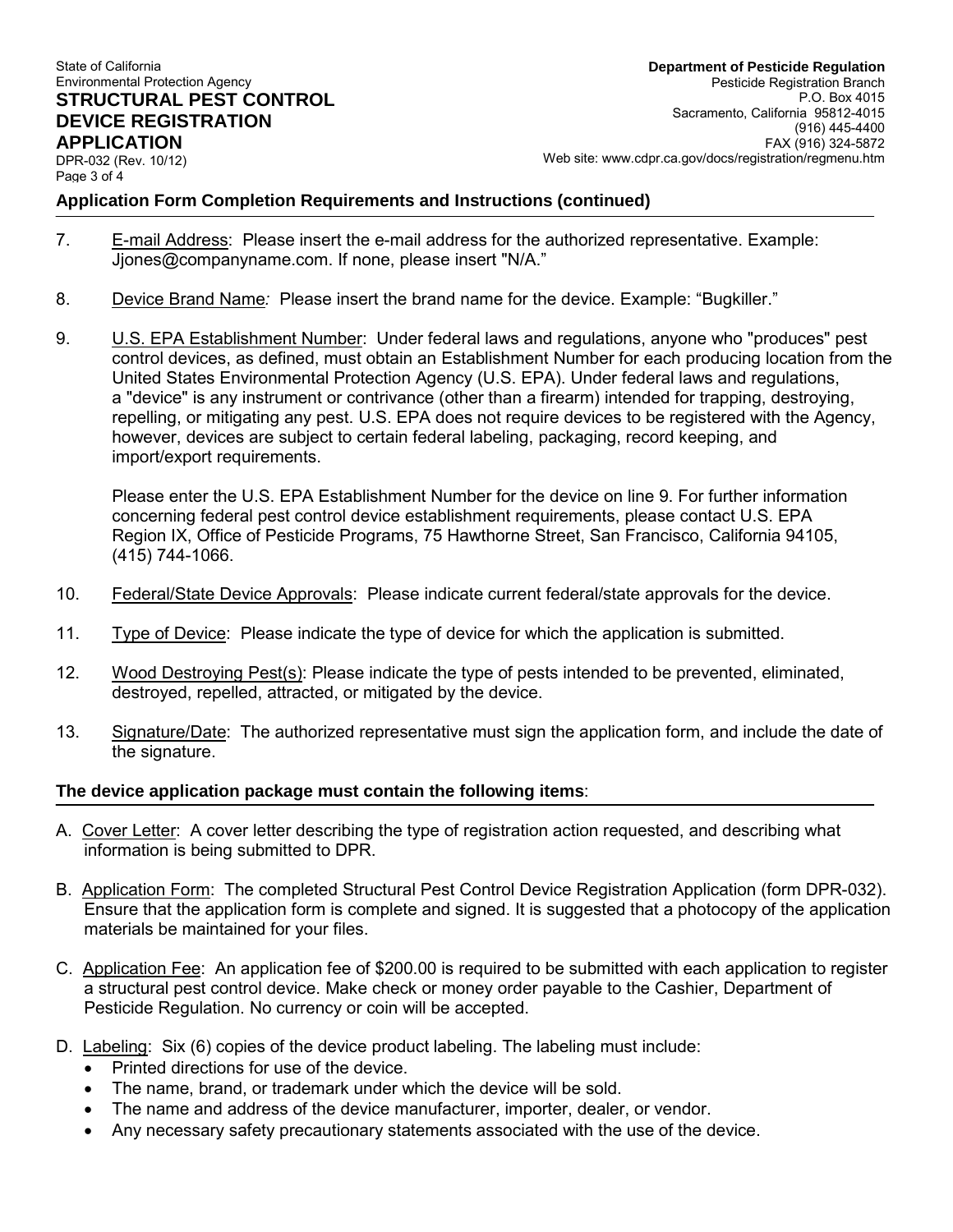## Application Form Completion Requirements and Instructions (continued)

7. E-mail Address: Please insert the e-mail address for the authorized representative. Example: Jjones@companyname.com. If none, please insert "N/A."

8. Device Brand Name*:* Please insert the brand name for the device. Example: "Bugkiller."

9. U.S. EPA Establishment Number: Under federal laws and regulations, anyone who "produces" pest control devices, as defined, must obtain an Establishment Number for each producing location from the United States Environmental Protection Agency (U.S. EPA). Under federal laws and regulations, a "device" is any instrument or contrivance (other than a firearm) intended for trapping, destroying, repelling, or mitigating any pest. U.S. EPA does not require devices to be registered with the Agency, however, devices are subject to certain federal labeling, packaging, record keeping, and import/export requirements.

   Please enter the U.S. EPA Establishment Number for the device on line 9. For further information concerning federal pest control device establishment requirements, please contact U.S. EPA Region IX, Office of Pesticide Programs, 75 Hawthorne Street, San Francisco, California 94105, (415) 744-1066.

10. Federal/State Device Approvals: Please indicate current federal/state approvals for the device.

11. Type of Device: Please indicate the type of device for which the application is submitted.

12. Wood Destroying Pest(s): Please indicate the type of pests intended to be prevented, eliminated, destroyed, repelled, attracted, or mitigated by the device.

13. Signature/Date: The authorized representative must sign the application form, and include the date of the signature.

### The device application package must contain the following items:

A. Cover Letter: A cover letter describing the type of registration action requested, and describing what information is being submitted to DPR.

B. Application Form: The completed Structural Pest Control Device Registration Application (form DPR-032). Ensure that the application form is complete and signed. It is suggested that a photocopy of the application materials be maintained for your files.

C. Application Fee: An application fee of $200.00 is required to be submitted with each application to register a structural pest control device. Make check or money order payable to the Cashier, Department of Pesticide Regulation. No currency or coin will be accepted.

D. Labeling: Six (6) copies of the device product labeling. The labeling must include:
   - Printed directions for use of the device.
   - The name, brand, or trademark under which the device will be sold.
   - The name and address of the device manufacturer, importer, dealer, or vendor.
   - Any necessary safety precautionary statements associated with the use of the device.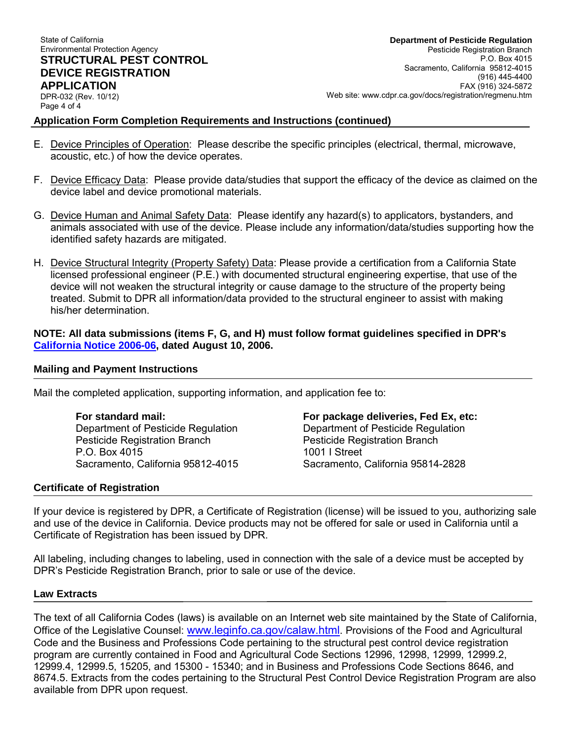## Application Form Completion Requirements and Instructions (continued)

E. Device Principles of Operation: Please describe the specific principles (electrical, thermal, microwave, acoustic, etc.) of how the device operates.

F. Device Efficacy Data: Please provide data/studies that support the efficacy of the device as claimed on the device label and device promotional materials.

G. Device Human and Animal Safety Data: Please identify any hazard(s) to applicators, bystanders, and animals associated with use of the device. Please include any information/data/studies supporting how the identified safety hazards are mitigated.

H. Device Structural Integrity (Property Safety) Data: Please provide a certification from a California State licensed professional engineer (P.E.) with documented structural engineering expertise, that use of the device will not weaken the structural integrity or cause damage to the structure of the property being treated. Submit to DPR all information/data provided to the structural engineer to assist with making his/her determination.

**NOTE: All data submissions (items F, G, and H) must follow format guidelines specified in DPR's California Notice 2006-06, dated August 10, 2006.**

### Mailing and Payment Instructions

Mail the completed application, supporting information, and application fee to:

**For standard mail:**
Department of Pesticide Regulation
Pesticide Registration Branch
P.O. Box 4015
Sacramento, California 95812-4015

**For package deliveries, Fed Ex, etc:**
Department of Pesticide Regulation
Pesticide Registration Branch
1001 I Street
Sacramento, California 95814-2828

### Certificate of Registration

If your device is registered by DPR, a Certificate of Registration (license) will be issued to you, authorizing sale and use of the device in California. Device products may not be offered for sale or used in California until a Certificate of Registration has been issued by DPR.

All labeling, including changes to labeling, used in connection with the sale of a device must be accepted by DPR's Pesticide Registration Branch, prior to sale or use of the device.

### Law Extracts

The text of all California Codes (laws) is available on an Internet web site maintained by the State of California, Office of the Legislative Counsel: www.leginfo.ca.gov/calaw.html. Provisions of the Food and Agricultural Code and the Business and Professions Code pertaining to the structural pest control device registration program are currently contained in Food and Agricultural Code Sections 12996, 12998, 12999, 12999.2, 12999.4, 12999.5, 15205, and 15300 - 15340; and in Business and Professions Code Sections 8646, and 8674.5. Extracts from the codes pertaining to the Structural Pest Control Device Registration Program are also available from DPR upon request.